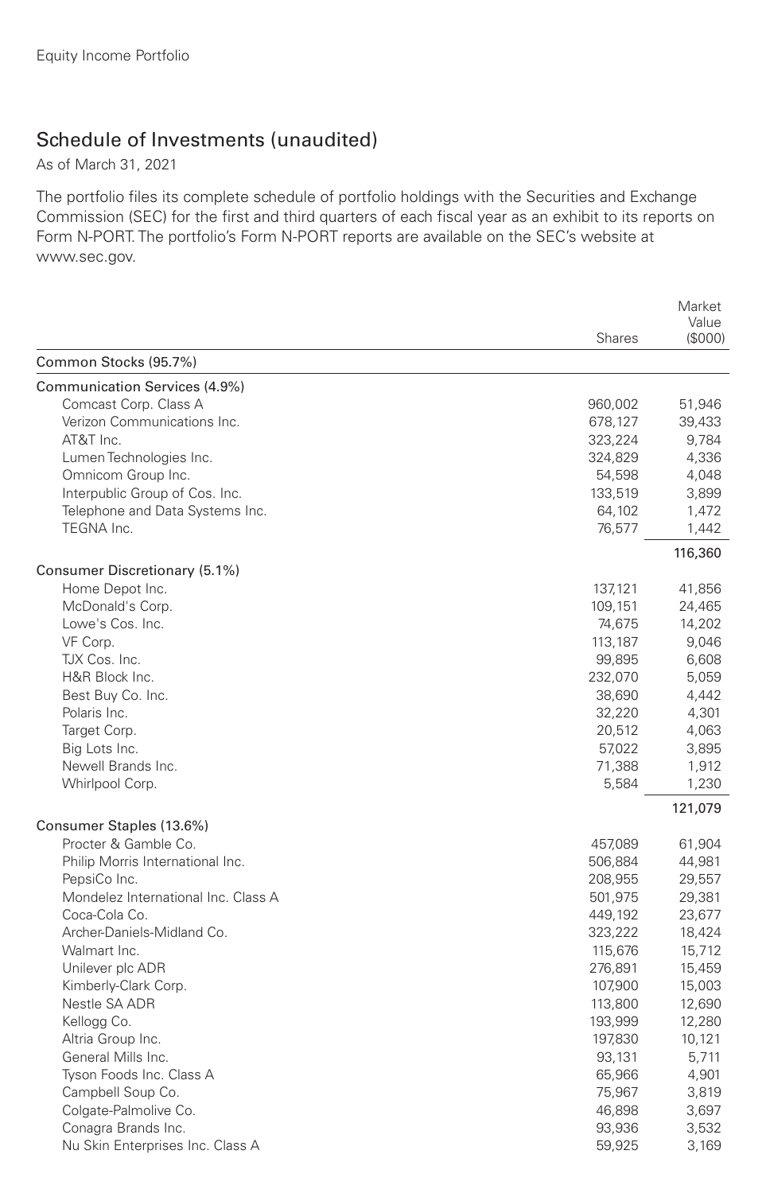Equity Income Portfolio

## Schedule of Investments (unaudited)

As of March 31, 2021

The portfolio files its complete schedule of portfolio holdings with the Securities and Exchange Commission (SEC) for the first and third quarters of each fiscal year as an exhibit to its reports on Form N-PORT. The portfolio's Form N-PORT reports are available on the SEC's website at www.sec.gov.

| | Shares | Market Value ($000) |
|---|---|---|
| **Common Stocks (95.7%)** | | |
| **Communication Services (4.9%)** | | |
| Comcast Corp. Class A | 960,002 | 51,946 |
| Verizon Communications Inc. | 678,127 | 39,433 |
| AT&T Inc. | 323,224 | 9,784 |
| Lumen Technologies Inc. | 324,829 | 4,336 |
| Omnicom Group Inc. | 54,598 | 4,048 |
| Interpublic Group of Cos. Inc. | 133,519 | 3,899 |
| Telephone and Data Systems Inc. | 64,102 | 1,472 |
| TEGNA Inc. | 76,577 | 1,442 |
| | | 116,360 |
| **Consumer Discretionary (5.1%)** | | |
| Home Depot Inc. | 137,121 | 41,856 |
| McDonald's Corp. | 109,151 | 24,465 |
| Lowe's Cos. Inc. | 74,675 | 14,202 |
| VF Corp. | 113,187 | 9,046 |
| TJX Cos. Inc. | 99,895 | 6,608 |
| H&R Block Inc. | 232,070 | 5,059 |
| Best Buy Co. Inc. | 38,690 | 4,442 |
| Polaris Inc. | 32,220 | 4,301 |
| Target Corp. | 20,512 | 4,063 |
| Big Lots Inc. | 57,022 | 3,895 |
| Newell Brands Inc. | 71,388 | 1,912 |
| Whirlpool Corp. | 5,584 | 1,230 |
| | | 121,079 |
| **Consumer Staples (13.6%)** | | |
| Procter & Gamble Co. | 457,089 | 61,904 |
| Philip Morris International Inc. | 506,884 | 44,981 |
| PepsiCo Inc. | 208,955 | 29,557 |
| Mondelez International Inc. Class A | 501,975 | 29,381 |
| Coca-Cola Co. | 449,192 | 23,677 |
| Archer-Daniels-Midland Co. | 323,222 | 18,424 |
| Walmart Inc. | 115,676 | 15,712 |
| Unilever plc ADR | 276,891 | 15,459 |
| Kimberly-Clark Corp. | 107,900 | 15,003 |
| Nestle SA ADR | 113,800 | 12,690 |
| Kellogg Co. | 193,999 | 12,280 |
| Altria Group Inc. | 197,830 | 10,121 |
| General Mills Inc. | 93,131 | 5,711 |
| Tyson Foods Inc. Class A | 65,966 | 4,901 |
| Campbell Soup Co. | 75,967 | 3,819 |
| Colgate-Palmolive Co. | 46,898 | 3,697 |
| Conagra Brands Inc. | 93,936 | 3,532 |
| Nu Skin Enterprises Inc. Class A | 59,925 | 3,169 |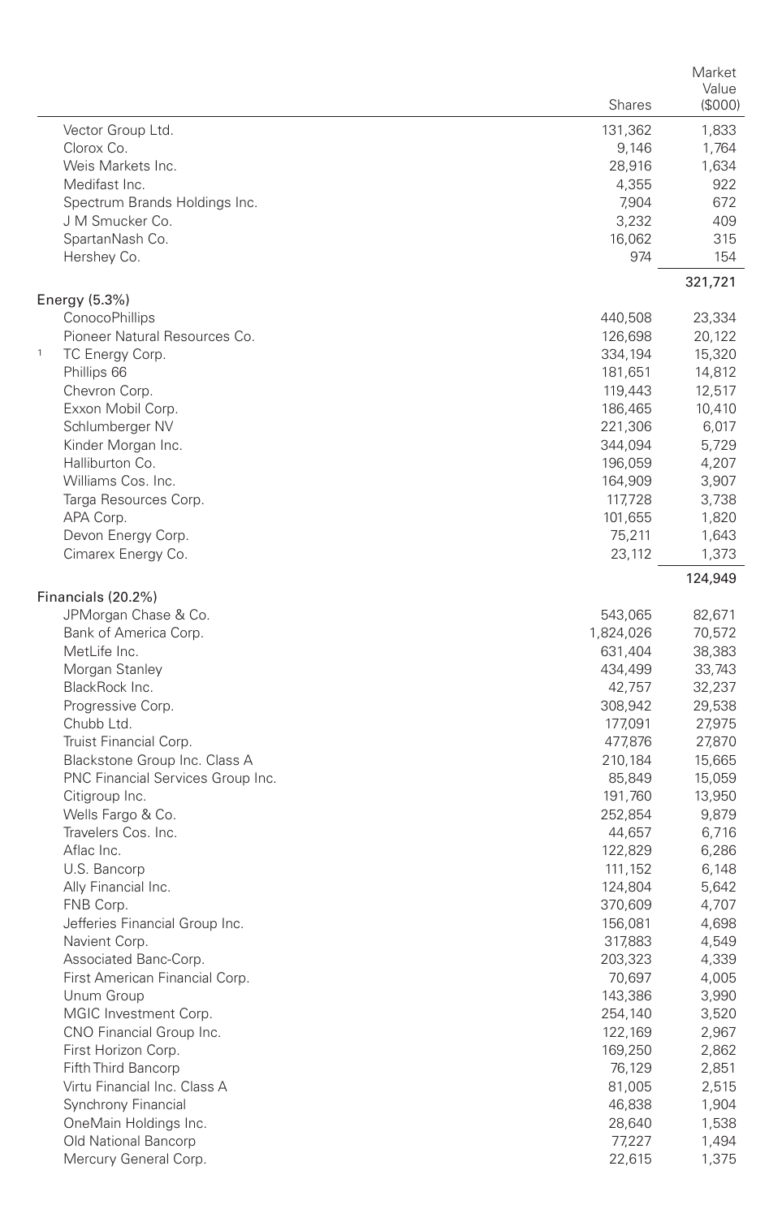| | Shares | Market Value ($000) |
|---|---|---|
| Vector Group Ltd. | 131,362 | 1,833 |
| Clorox Co. | 9,146 | 1,764 |
| Weis Markets Inc. | 28,916 | 1,634 |
| Medifast Inc. | 4,355 | 922 |
| Spectrum Brands Holdings Inc. | 7,904 | 672 |
| J M Smucker Co. | 3,232 | 409 |
| SpartanNash Co. | 16,062 | 315 |
| Hershey Co. | 974 | 154 |
| | | 321,721 |
| **Energy (5.3%)** | | |
| ConocoPhillips | 440,508 | 23,334 |
| Pioneer Natural Resources Co. | 126,698 | 20,122 |
| [1] TC Energy Corp. | 334,194 | 15,320 |
| Phillips 66 | 181,651 | 14,812 |
| Chevron Corp. | 119,443 | 12,517 |
| Exxon Mobil Corp. | 186,465 | 10,410 |
| Schlumberger NV | 221,306 | 6,017 |
| Kinder Morgan Inc. | 344,094 | 5,729 |
| Halliburton Co. | 196,059 | 4,207 |
| Williams Cos. Inc. | 164,909 | 3,907 |
| Targa Resources Corp. | 117,728 | 3,738 |
| APA Corp. | 101,655 | 1,820 |
| Devon Energy Corp. | 75,211 | 1,643 |
| Cimarex Energy Co. | 23,112 | 1,373 |
| | | 124,949 |
| **Financials (20.2%)** | | |
| JPMorgan Chase & Co. | 543,065 | 82,671 |
| Bank of America Corp. | 1,824,026 | 70,572 |
| MetLife Inc. | 631,404 | 38,383 |
| Morgan Stanley | 434,499 | 33,743 |
| BlackRock Inc. | 42,757 | 32,237 |
| Progressive Corp. | 308,942 | 29,538 |
| Chubb Ltd. | 177,091 | 27,975 |
| Truist Financial Corp. | 477,876 | 27,870 |
| Blackstone Group Inc. Class A | 210,184 | 15,665 |
| PNC Financial Services Group Inc. | 85,849 | 15,059 |
| Citigroup Inc. | 191,760 | 13,950 |
| Wells Fargo & Co. | 252,854 | 9,879 |
| Travelers Cos. Inc. | 44,657 | 6,716 |
| Aflac Inc. | 122,829 | 6,286 |
| U.S. Bancorp | 111,152 | 6,148 |
| Ally Financial Inc. | 124,804 | 5,642 |
| FNB Corp. | 370,609 | 4,707 |
| Jefferies Financial Group Inc. | 156,081 | 4,698 |
| Navient Corp. | 317,883 | 4,549 |
| Associated Banc-Corp. | 203,323 | 4,339 |
| First American Financial Corp. | 70,697 | 4,005 |
| Unum Group | 143,386 | 3,990 |
| MGIC Investment Corp. | 254,140 | 3,520 |
| CNO Financial Group Inc. | 122,169 | 2,967 |
| First Horizon Corp. | 169,250 | 2,862 |
| Fifth Third Bancorp | 76,129 | 2,851 |
| Virtu Financial Inc. Class A | 81,005 | 2,515 |
| Synchrony Financial | 46,838 | 1,904 |
| OneMain Holdings Inc. | 28,640 | 1,538 |
| Old National Bancorp | 77,227 | 1,494 |
| Mercury General Corp. | 22,615 | 1,375 |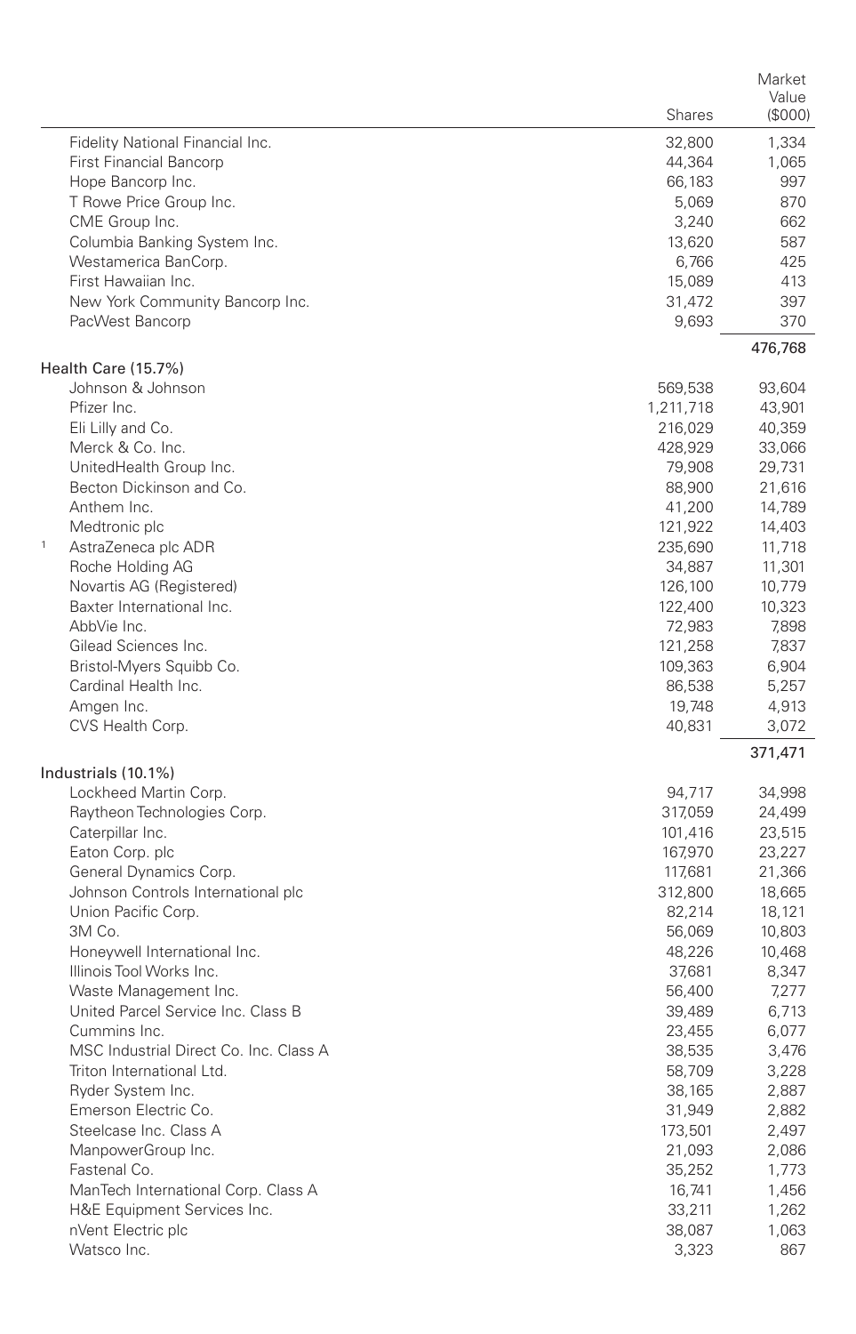| | Shares | Market Value ($000) |
|---|---|---|
| Fidelity National Financial Inc. | 32,800 | 1,334 |
| First Financial Bancorp | 44,364 | 1,065 |
| Hope Bancorp Inc. | 66,183 | 997 |
| T Rowe Price Group Inc. | 5,069 | 870 |
| CME Group Inc. | 3,240 | 662 |
| Columbia Banking System Inc. | 13,620 | 587 |
| Westamerica BanCorp. | 6,766 | 425 |
| First Hawaiian Inc. | 15,089 | 413 |
| New York Community Bancorp Inc. | 31,472 | 397 |
| PacWest Bancorp | 9,693 | 370 |
| | | 476,768 |
| **Health Care (15.7%)** | | |
| Johnson & Johnson | 569,538 | 93,604 |
| Pfizer Inc. | 1,211,718 | 43,901 |
| Eli Lilly and Co. | 216,029 | 40,359 |
| Merck & Co. Inc. | 428,929 | 33,066 |
| UnitedHealth Group Inc. | 79,908 | 29,731 |
| Becton Dickinson and Co. | 88,900 | 21,616 |
| Anthem Inc. | 41,200 | 14,789 |
| Medtronic plc | 121,922 | 14,403 |
| [1] AstraZeneca plc ADR | 235,690 | 11,718 |
| Roche Holding AG | 34,887 | 11,301 |
| Novartis AG (Registered) | 126,100 | 10,779 |
| Baxter International Inc. | 122,400 | 10,323 |
| AbbVie Inc. | 72,983 | 7,898 |
| Gilead Sciences Inc. | 121,258 | 7,837 |
| Bristol-Myers Squibb Co. | 109,363 | 6,904 |
| Cardinal Health Inc. | 86,538 | 5,257 |
| Amgen Inc. | 19,748 | 4,913 |
| CVS Health Corp. | 40,831 | 3,072 |
| | | 371,471 |
| **Industrials (10.1%)** | | |
| Lockheed Martin Corp. | 94,717 | 34,998 |
| Raytheon Technologies Corp. | 317,059 | 24,499 |
| Caterpillar Inc. | 101,416 | 23,515 |
| Eaton Corp. plc | 167,970 | 23,227 |
| General Dynamics Corp. | 117,681 | 21,366 |
| Johnson Controls International plc | 312,800 | 18,665 |
| Union Pacific Corp. | 82,214 | 18,121 |
| 3M Co. | 56,069 | 10,803 |
| Honeywell International Inc. | 48,226 | 10,468 |
| Illinois Tool Works Inc. | 37,681 | 8,347 |
| Waste Management Inc. | 56,400 | 7,277 |
| United Parcel Service Inc. Class B | 39,489 | 6,713 |
| Cummins Inc. | 23,455 | 6,077 |
| MSC Industrial Direct Co. Inc. Class A | 38,535 | 3,476 |
| Triton International Ltd. | 58,709 | 3,228 |
| Ryder System Inc. | 38,165 | 2,887 |
| Emerson Electric Co. | 31,949 | 2,882 |
| Steelcase Inc. Class A | 173,501 | 2,497 |
| ManpowerGroup Inc. | 21,093 | 2,086 |
| Fastenal Co. | 35,252 | 1,773 |
| ManTech International Corp. Class A | 16,741 | 1,456 |
| H&E Equipment Services Inc. | 33,211 | 1,262 |
| nVent Electric plc | 38,087 | 1,063 |
| Watsco Inc. | 3,323 | 867 |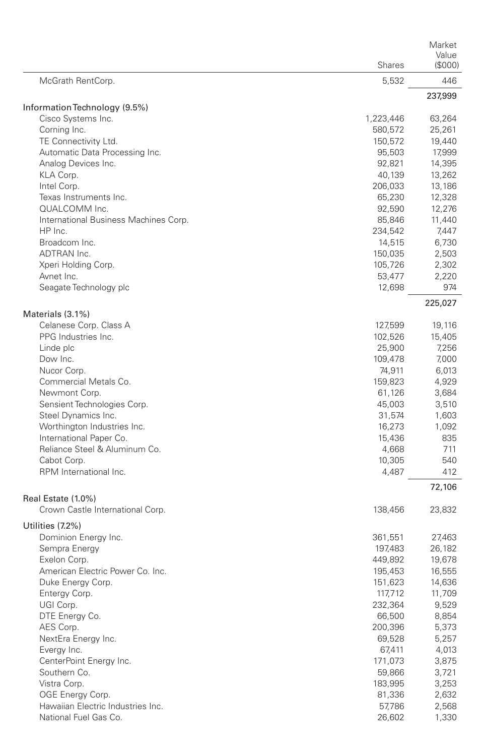| | Shares | Market Value ($000) |
|---|---|---|
| McGrath RentCorp. | 5,532 | 446 |
| | | 237,999 |
| **Information Technology (9.5%)** | | |
| Cisco Systems Inc. | 1,223,446 | 63,264 |
| Corning Inc. | 580,572 | 25,261 |
| TE Connectivity Ltd. | 150,572 | 19,440 |
| Automatic Data Processing Inc. | 95,503 | 17,999 |
| Analog Devices Inc. | 92,821 | 14,395 |
| KLA Corp. | 40,139 | 13,262 |
| Intel Corp. | 206,033 | 13,186 |
| Texas Instruments Inc. | 65,230 | 12,328 |
| QUALCOMM Inc. | 92,590 | 12,276 |
| International Business Machines Corp. | 85,846 | 11,440 |
| HP Inc. | 234,542 | 7,447 |
| Broadcom Inc. | 14,515 | 6,730 |
| ADTRAN Inc. | 150,035 | 2,503 |
| Xperi Holding Corp. | 105,726 | 2,302 |
| Avnet Inc. | 53,477 | 2,220 |
| Seagate Technology plc | 12,698 | 974 |
| | | 225,027 |
| **Materials (3.1%)** | | |
| Celanese Corp. Class A | 127,599 | 19,116 |
| PPG Industries Inc. | 102,526 | 15,405 |
| Linde plc | 25,900 | 7,256 |
| Dow Inc. | 109,478 | 7,000 |
| Nucor Corp. | 74,911 | 6,013 |
| Commercial Metals Co. | 159,823 | 4,929 |
| Newmont Corp. | 61,126 | 3,684 |
| Sensient Technologies Corp. | 45,003 | 3,510 |
| Steel Dynamics Inc. | 31,574 | 1,603 |
| Worthington Industries Inc. | 16,273 | 1,092 |
| International Paper Co. | 15,436 | 835 |
| Reliance Steel & Aluminum Co. | 4,668 | 711 |
| Cabot Corp. | 10,305 | 540 |
| RPM International Inc. | 4,487 | 412 |
| | | 72,106 |
| **Real Estate (1.0%)** | | |
| Crown Castle International Corp. | 138,456 | 23,832 |
| **Utilities (7.2%)** | | |
| Dominion Energy Inc. | 361,551 | 27,463 |
| Sempra Energy | 197,483 | 26,182 |
| Exelon Corp. | 449,892 | 19,678 |
| American Electric Power Co. Inc. | 195,453 | 16,555 |
| Duke Energy Corp. | 151,623 | 14,636 |
| Entergy Corp. | 117,712 | 11,709 |
| UGI Corp. | 232,364 | 9,529 |
| DTE Energy Co. | 66,500 | 8,854 |
| AES Corp. | 200,396 | 5,373 |
| NextEra Energy Inc. | 69,528 | 5,257 |
| Evergy Inc. | 67,411 | 4,013 |
| CenterPoint Energy Inc. | 171,073 | 3,875 |
| Southern Co. | 59,866 | 3,721 |
| Vistra Corp. | 183,995 | 3,253 |
| OGE Energy Corp. | 81,336 | 2,632 |
| Hawaiian Electric Industries Inc. | 57,786 | 2,568 |
| National Fuel Gas Co. | 26,602 | 1,330 |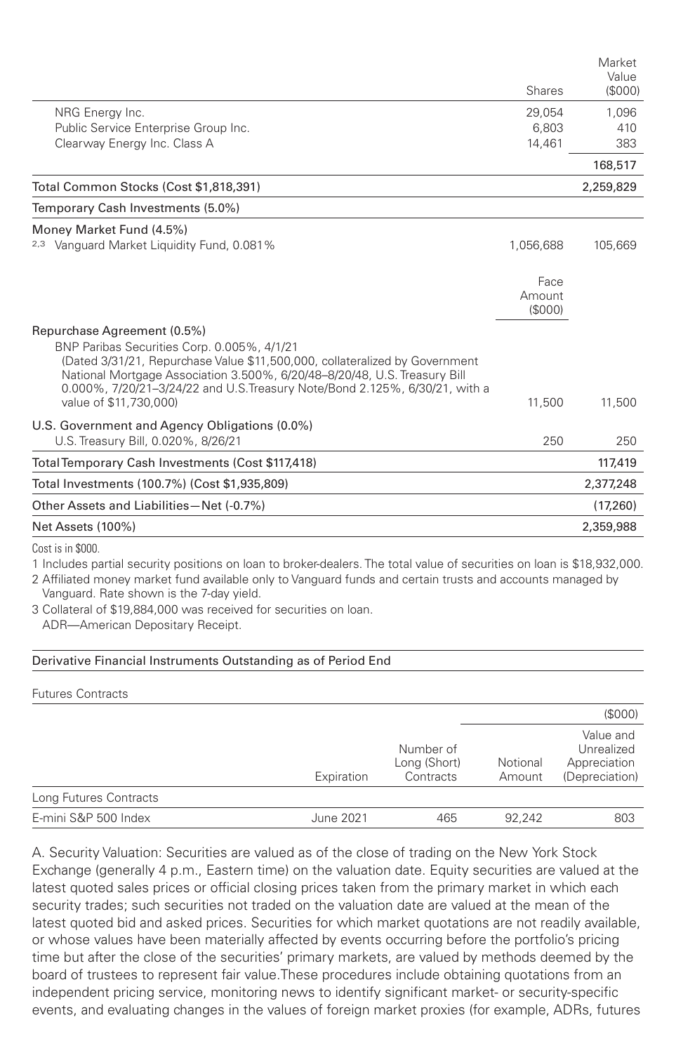| | Shares | Market Value ($000) |
|---|---|---|
| NRG Energy Inc. | 29,054 | 1,096 |
| Public Service Enterprise Group Inc. | 6,803 | 410 |
| Clearway Energy Inc. Class A | 14,461 | 383 |
| | | 168,517 |
| Total Common Stocks (Cost $1,818,391) | | 2,259,829 |
| Temporary Cash Investments (5.0%) | | |
| Money Market Fund (4.5%) | | |
| [2,3] Vanguard Market Liquidity Fund, 0.081% | 1,056,688 | 105,669 |
| | Face Amount ($000) | |
| Repurchase Agreement (0.5%) | | |
| BNP Paribas Securities Corp. 0.005%, 4/1/21 (Dated 3/31/21, Repurchase Value $11,500,000, collateralized by Government National Mortgage Association 3.500%, 6/20/48–8/20/48, U.S. Treasury Bill 0.000%, 7/20/21–3/24/22 and U.S.Treasury Note/Bond 2.125%, 6/30/21, with a value of $11,730,000) | 11,500 | 11,500 |
| U.S. Government and Agency Obligations (0.0%) | | |
| U.S. Treasury Bill, 0.020%, 8/26/21 | 250 | 250 |
| Total Temporary Cash Investments (Cost $117,418) | | 117,419 |
| Total Investments (100.7%) (Cost $1,935,809) | | 2,377,248 |
| Other Assets and Liabilities—Net (-0.7%) | | (17,260) |
| Net Assets (100%) | | 2,359,988 |

Cost is in $000.

1 Includes partial security positions on loan to broker-dealers. The total value of securities on loan is $18,932,000.

2 Affiliated money market fund available only to Vanguard funds and certain trusts and accounts managed by Vanguard. Rate shown is the 7-day yield.

3 Collateral of $19,884,000 was received for securities on loan.

ADR—American Depositary Receipt.

## Derivative Financial Instruments Outstanding as of Period End

Futures Contracts

| | | | | ($000) |
|---|---|---|---|---|
| | Expiration | Number of Long (Short) Contracts | Notional Amount | Value and Unrealized Appreciation (Depreciation) |
| Long Futures Contracts | | | | |
| E-mini S&P 500 Index | June 2021 | 465 | 92,242 | 803 |

A. Security Valuation: Securities are valued as of the close of trading on the New York Stock Exchange (generally 4 p.m., Eastern time) on the valuation date. Equity securities are valued at the latest quoted sales prices or official closing prices taken from the primary market in which each security trades; such securities not traded on the valuation date are valued at the mean of the latest quoted bid and asked prices. Securities for which market quotations are not readily available, or whose values have been materially affected by events occurring before the portfolio's pricing time but after the close of the securities' primary markets, are valued by methods deemed by the board of trustees to represent fair value.These procedures include obtaining quotations from an independent pricing service, monitoring news to identify significant market- or security-specific events, and evaluating changes in the values of foreign market proxies (for example, ADRs, futures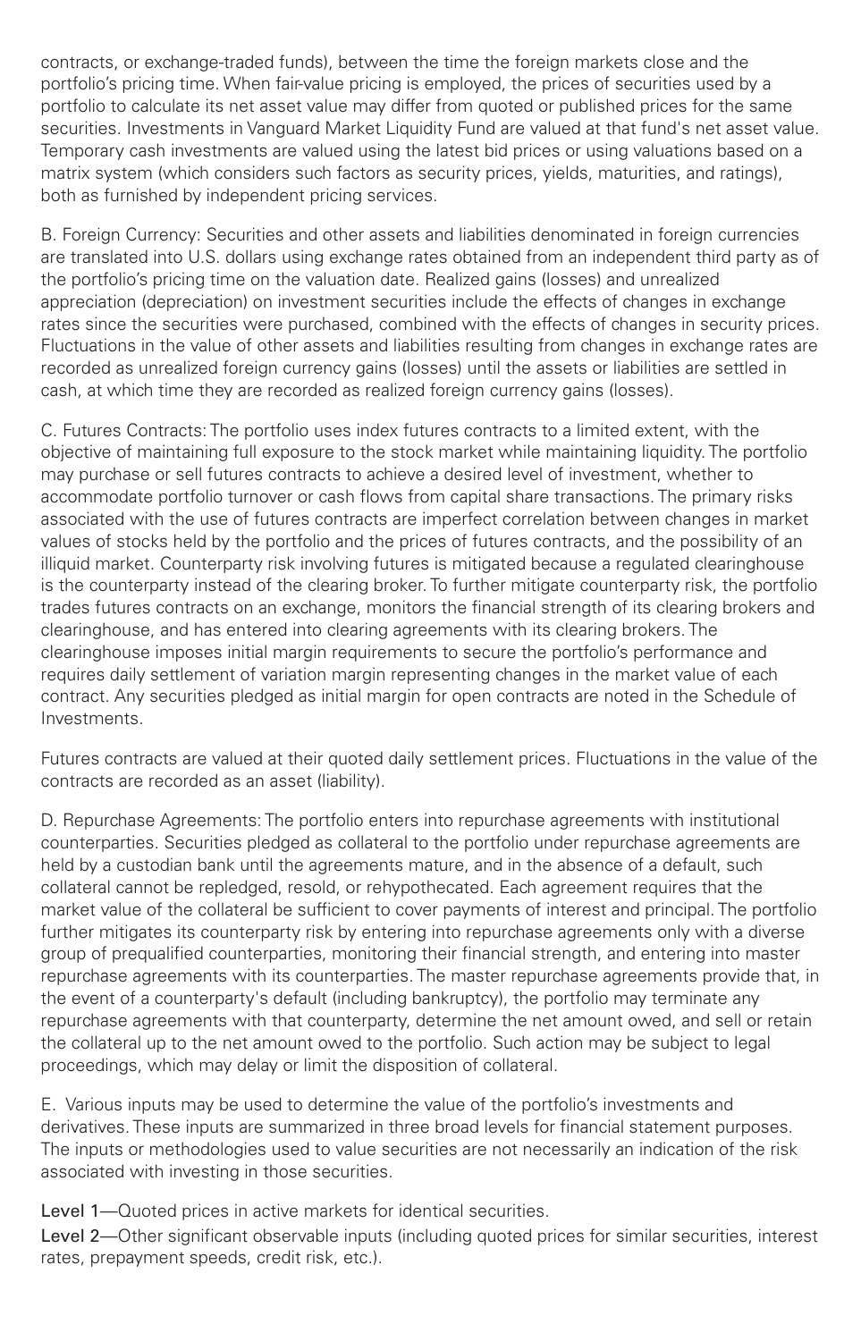contracts, or exchange-traded funds), between the time the foreign markets close and the portfolio's pricing time. When fair-value pricing is employed, the prices of securities used by a portfolio to calculate its net asset value may differ from quoted or published prices for the same securities. Investments in Vanguard Market Liquidity Fund are valued at that fund's net asset value. Temporary cash investments are valued using the latest bid prices or using valuations based on a matrix system (which considers such factors as security prices, yields, maturities, and ratings), both as furnished by independent pricing services.

B. Foreign Currency: Securities and other assets and liabilities denominated in foreign currencies are translated into U.S. dollars using exchange rates obtained from an independent third party as of the portfolio's pricing time on the valuation date. Realized gains (losses) and unrealized appreciation (depreciation) on investment securities include the effects of changes in exchange rates since the securities were purchased, combined with the effects of changes in security prices. Fluctuations in the value of other assets and liabilities resulting from changes in exchange rates are recorded as unrealized foreign currency gains (losses) until the assets or liabilities are settled in cash, at which time they are recorded as realized foreign currency gains (losses).

C. Futures Contracts: The portfolio uses index futures contracts to a limited extent, with the objective of maintaining full exposure to the stock market while maintaining liquidity. The portfolio may purchase or sell futures contracts to achieve a desired level of investment, whether to accommodate portfolio turnover or cash flows from capital share transactions. The primary risks associated with the use of futures contracts are imperfect correlation between changes in market values of stocks held by the portfolio and the prices of futures contracts, and the possibility of an illiquid market. Counterparty risk involving futures is mitigated because a regulated clearinghouse is the counterparty instead of the clearing broker. To further mitigate counterparty risk, the portfolio trades futures contracts on an exchange, monitors the financial strength of its clearing brokers and clearinghouse, and has entered into clearing agreements with its clearing brokers. The clearinghouse imposes initial margin requirements to secure the portfolio's performance and requires daily settlement of variation margin representing changes in the market value of each contract. Any securities pledged as initial margin for open contracts are noted in the Schedule of Investments.

Futures contracts are valued at their quoted daily settlement prices. Fluctuations in the value of the contracts are recorded as an asset (liability).

D. Repurchase Agreements: The portfolio enters into repurchase agreements with institutional counterparties. Securities pledged as collateral to the portfolio under repurchase agreements are held by a custodian bank until the agreements mature, and in the absence of a default, such collateral cannot be repledged, resold, or rehypothecated. Each agreement requires that the market value of the collateral be sufficient to cover payments of interest and principal. The portfolio further mitigates its counterparty risk by entering into repurchase agreements only with a diverse group of prequalified counterparties, monitoring their financial strength, and entering into master repurchase agreements with its counterparties. The master repurchase agreements provide that, in the event of a counterparty's default (including bankruptcy), the portfolio may terminate any repurchase agreements with that counterparty, determine the net amount owed, and sell or retain the collateral up to the net amount owed to the portfolio. Such action may be subject to legal proceedings, which may delay or limit the disposition of collateral.

E. Various inputs may be used to determine the value of the portfolio's investments and derivatives. These inputs are summarized in three broad levels for financial statement purposes. The inputs or methodologies used to value securities are not necessarily an indication of the risk associated with investing in those securities.

Level 1—Quoted prices in active markets for identical securities.

Level 2—Other significant observable inputs (including quoted prices for similar securities, interest rates, prepayment speeds, credit risk, etc.).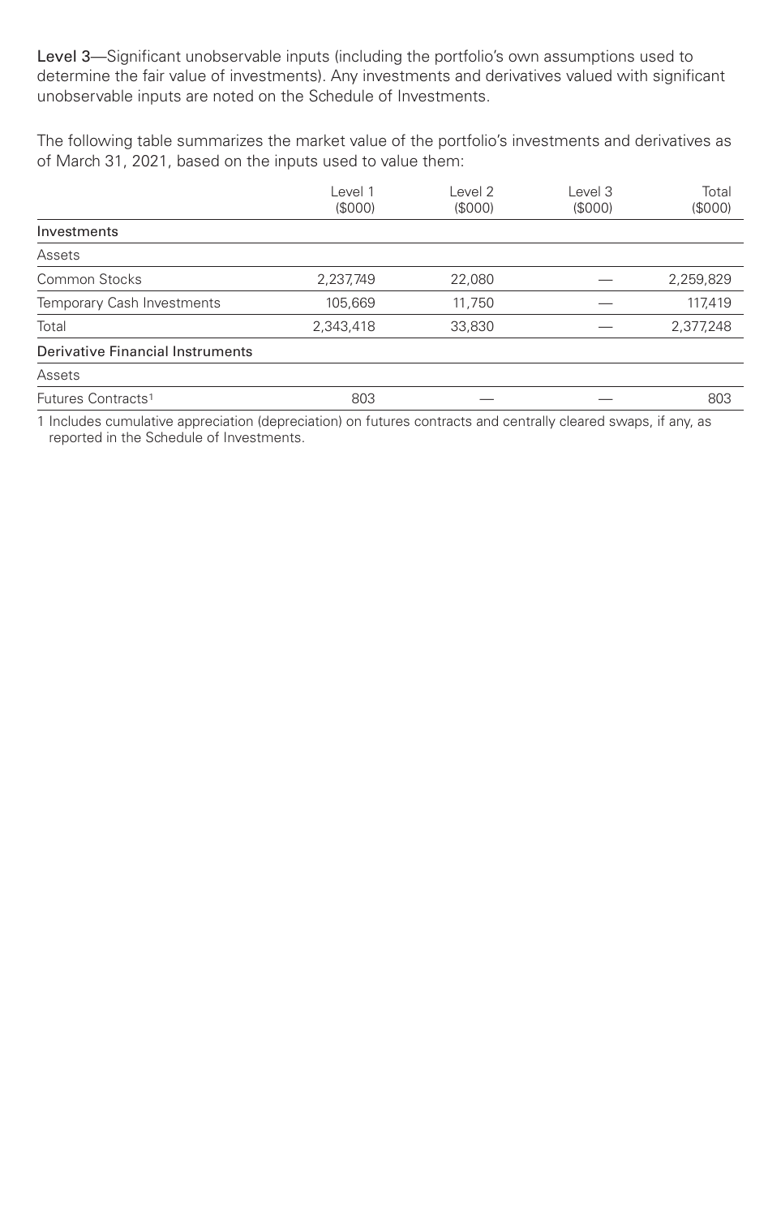**Level 3**—Significant unobservable inputs (including the portfolio's own assumptions used to determine the fair value of investments). Any investments and derivatives valued with significant unobservable inputs are noted on the Schedule of Investments.

The following table summarizes the market value of the portfolio's investments and derivatives as of March 31, 2021, based on the inputs used to value them:

| | Level 1 ($000) | Level 2 ($000) | Level 3 ($000) | Total ($000) |
|---|---|---|---|---|
| **Investments** | | | | |
| Assets | | | | |
| Common Stocks | 2,237,749 | 22,080 | — | 2,259,829 |
| Temporary Cash Investments | 105,669 | 11,750 | — | 117,419 |
| Total | 2,343,418 | 33,830 | — | 2,377,248 |
| **Derivative Financial Instruments** | | | | |
| Assets | | | | |
| Futures Contracts[1] | 803 | — | — | 803 |

1 Includes cumulative appreciation (depreciation) on futures contracts and centrally cleared swaps, if any, as reported in the Schedule of Investments.